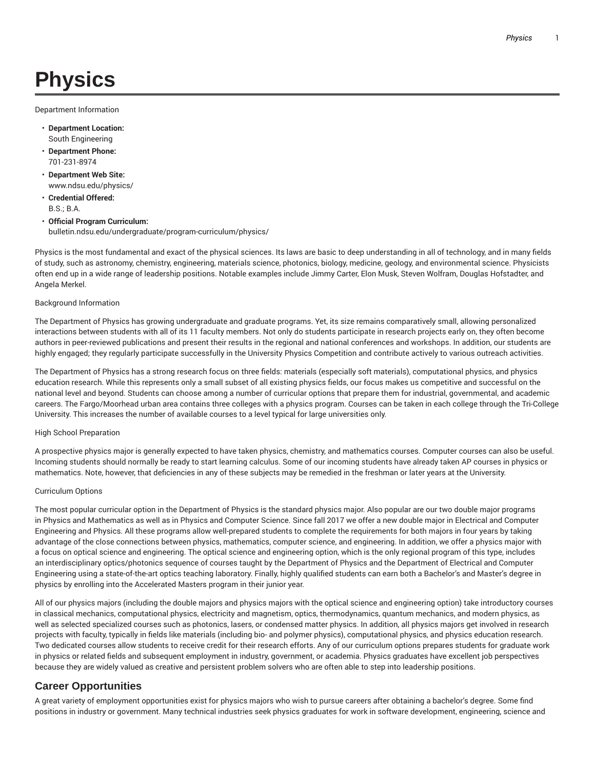# Physics

Department Information

- **Department Location:**
  South Engineering
- **Department Phone:**
  701-231-8974
- **Department Web Site:**
  www.ndsu.edu/physics/
- **Credential Offered:**
  B.S.; B.A.
- **Official Program Curriculum:**
  bulletin.ndsu.edu/undergraduate/program-curriculum/physics/

Physics is the most fundamental and exact of the physical sciences. Its laws are basic to deep understanding in all of technology, and in many fields of study, such as astronomy, chemistry, engineering, materials science, photonics, biology, medicine, geology, and environmental science. Physicists often end up in a wide range of leadership positions. Notable examples include Jimmy Carter, Elon Musk, Steven Wolfram, Douglas Hofstadter, and Angela Merkel.

Background Information

The Department of Physics has growing undergraduate and graduate programs. Yet, its size remains comparatively small, allowing personalized interactions between students with all of its 11 faculty members. Not only do students participate in research projects early on, they often become authors in peer-reviewed publications and present their results in the regional and national conferences and workshops. In addition, our students are highly engaged; they regularly participate successfully in the University Physics Competition and contribute actively to various outreach activities.

The Department of Physics has a strong research focus on three fields: materials (especially soft materials), computational physics, and physics education research. While this represents only a small subset of all existing physics fields, our focus makes us competitive and successful on the national level and beyond. Students can choose among a number of curricular options that prepare them for industrial, governmental, and academic careers. The Fargo/Moorhead urban area contains three colleges with a physics program. Courses can be taken in each college through the Tri-College University. This increases the number of available courses to a level typical for large universities only.

High School Preparation

A prospective physics major is generally expected to have taken physics, chemistry, and mathematics courses. Computer courses can also be useful. Incoming students should normally be ready to start learning calculus. Some of our incoming students have already taken AP courses in physics or mathematics. Note, however, that deficiencies in any of these subjects may be remedied in the freshman or later years at the University.

Curriculum Options

The most popular curricular option in the Department of Physics is the standard physics major. Also popular are our two double major programs in Physics and Mathematics as well as in Physics and Computer Science. Since fall 2017 we offer a new double major in Electrical and Computer Engineering and Physics. All these programs allow well-prepared students to complete the requirements for both majors in four years by taking advantage of the close connections between physics, mathematics, computer science, and engineering. In addition, we offer a physics major with a focus on optical science and engineering. The optical science and engineering option, which is the only regional program of this type, includes an interdisciplinary optics/photonics sequence of courses taught by the Department of Physics and the Department of Electrical and Computer Engineering using a state-of-the-art optics teaching laboratory. Finally, highly qualified students can earn both a Bachelor's and Master's degree in physics by enrolling into the Accelerated Masters program in their junior year.

All of our physics majors (including the double majors and physics majors with the optical science and engineering option) take introductory courses in classical mechanics, computational physics, electricity and magnetism, optics, thermodynamics, quantum mechanics, and modern physics, as well as selected specialized courses such as photonics, lasers, or condensed matter physics. In addition, all physics majors get involved in research projects with faculty, typically in fields like materials (including bio- and polymer physics), computational physics, and physics education research. Two dedicated courses allow students to receive credit for their research efforts. Any of our curriculum options prepares students for graduate work in physics or related fields and subsequent employment in industry, government, or academia. Physics graduates have excellent job perspectives because they are widely valued as creative and persistent problem solvers who are often able to step into leadership positions.

## Career Opportunities

A great variety of employment opportunities exist for physics majors who wish to pursue careers after obtaining a bachelor's degree. Some find positions in industry or government. Many technical industries seek physics graduates for work in software development, engineering, science and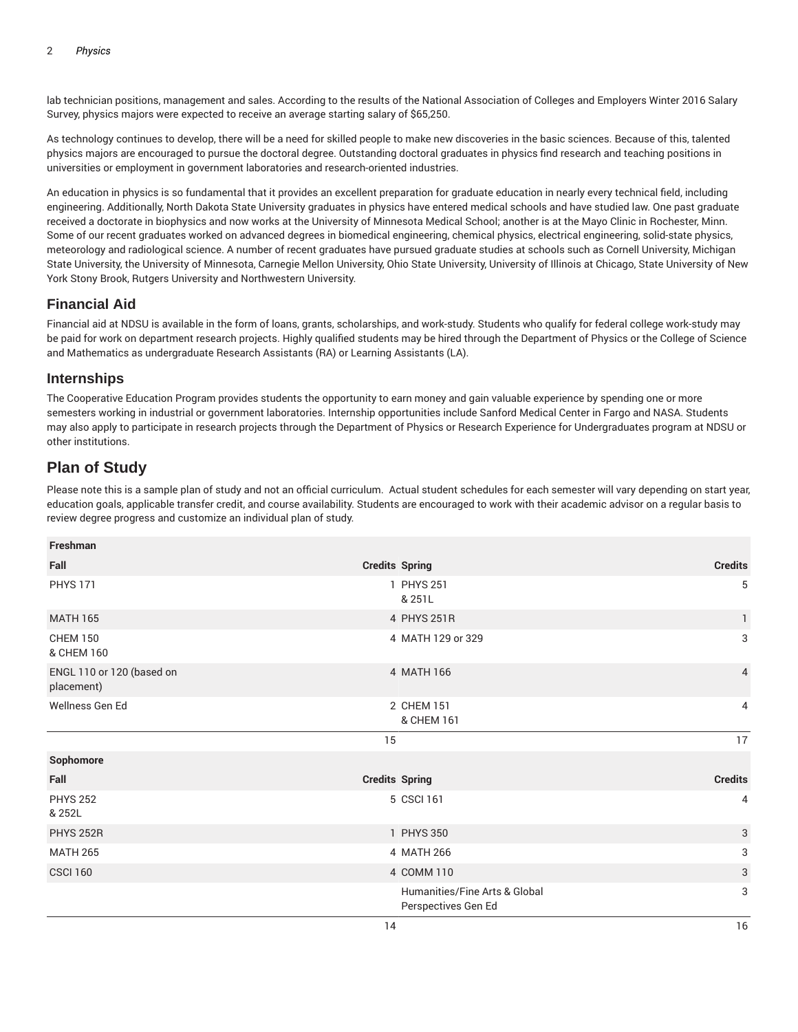lab technician positions, management and sales. According to the results of the National Association of Colleges and Employers Winter 2016 Salary Survey, physics majors were expected to receive an average starting salary of $65,250.

As technology continues to develop, there will be a need for skilled people to make new discoveries in the basic sciences. Because of this, talented physics majors are encouraged to pursue the doctoral degree. Outstanding doctoral graduates in physics find research and teaching positions in universities or employment in government laboratories and research-oriented industries.

An education in physics is so fundamental that it provides an excellent preparation for graduate education in nearly every technical field, including engineering. Additionally, North Dakota State University graduates in physics have entered medical schools and have studied law. One past graduate received a doctorate in biophysics and now works at the University of Minnesota Medical School; another is at the Mayo Clinic in Rochester, Minn. Some of our recent graduates worked on advanced degrees in biomedical engineering, chemical physics, electrical engineering, solid-state physics, meteorology and radiological science. A number of recent graduates have pursued graduate studies at schools such as Cornell University, Michigan State University, the University of Minnesota, Carnegie Mellon University, Ohio State University, University of Illinois at Chicago, State University of New York Stony Brook, Rutgers University and Northwestern University.

## Financial Aid

Financial aid at NDSU is available in the form of loans, grants, scholarships, and work-study. Students who qualify for federal college work-study may be paid for work on department research projects. Highly qualified students may be hired through the Department of Physics or the College of Science and Mathematics as undergraduate Research Assistants (RA) or Learning Assistants (LA).

## Internships

The Cooperative Education Program provides students the opportunity to earn money and gain valuable experience by spending one or more semesters working in industrial or government laboratories. Internship opportunities include Sanford Medical Center in Fargo and NASA. Students may also apply to participate in research projects through the Department of Physics or Research Experience for Undergraduates program at NDSU or other institutions.

## Plan of Study

Please note this is a sample plan of study and not an official curriculum. Actual student schedules for each semester will vary depending on start year, education goals, applicable transfer credit, and course availability. Students are encouraged to work with their academic advisor on a regular basis to review degree progress and customize an individual plan of study.

| **Freshman** | | | |
|---|---|---|---|
| **Fall** | **Credits** | **Spring** | **Credits** |
| PHYS 171 | 1 | PHYS 251 & 251L | 5 |
| MATH 165 | 4 | PHYS 251R | 1 |
| CHEM 150 & CHEM 160 | 4 | MATH 129 or 329 | 3 |
| ENGL 110 or 120 (based on placement) | 4 | MATH 166 | 4 |
| Wellness Gen Ed | 2 | CHEM 151 & CHEM 161 | 4 |
| | 15 | | 17 |
| **Sophomore** | | | |
| **Fall** | **Credits** | **Spring** | **Credits** |
| PHYS 252 & 252L | 5 | CSCI 161 | 4 |
| PHYS 252R | 1 | PHYS 350 | 3 |
| MATH 265 | 4 | MATH 266 | 3 |
| CSCI 160 | 4 | COMM 110 | 3 |
| | | Humanities/Fine Arts & Global Perspectives Gen Ed | 3 |
| | 14 | | 16 |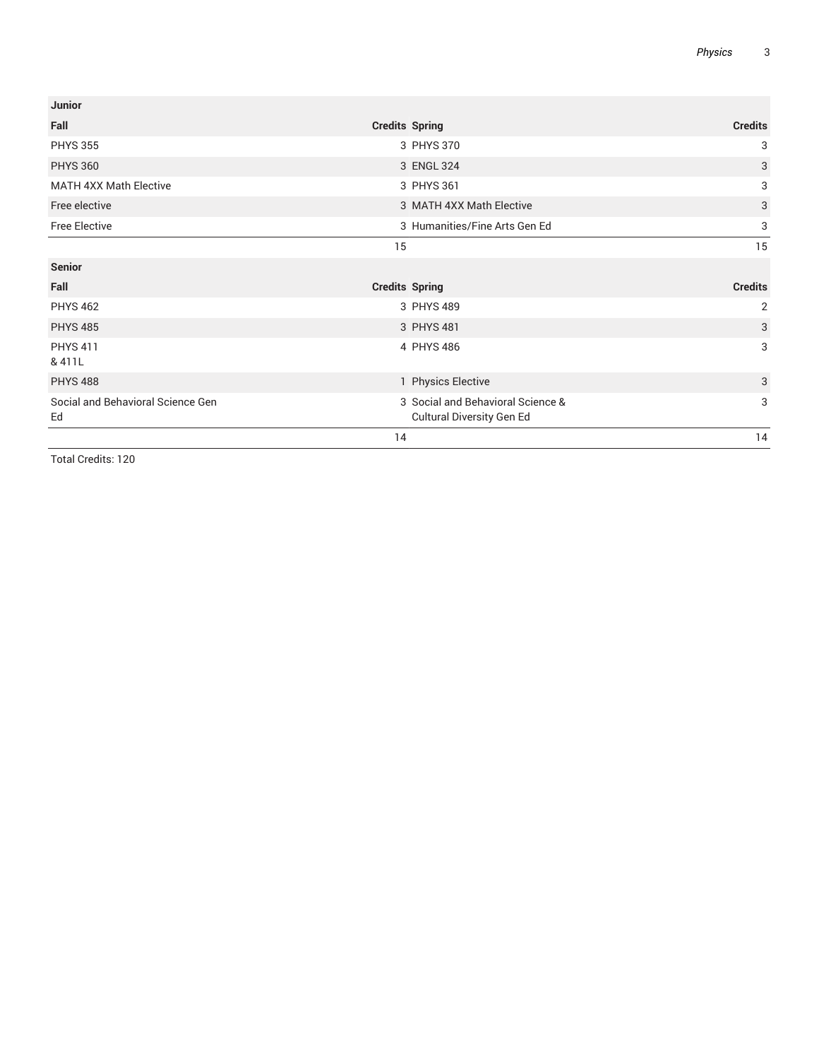| Junior | | | |
|---|---|---|---|
| **Fall** | **Credits** | **Spring** | **Credits** |
| PHYS 355 | 3 | PHYS 370 | 3 |
| PHYS 360 | 3 | ENGL 324 | 3 |
| MATH 4XX Math Elective | 3 | PHYS 361 | 3 |
| Free elective | 3 | MATH 4XX Math Elective | 3 |
| Free Elective | 3 | Humanities/Fine Arts Gen Ed | 3 |
| | 15 | | 15 |

| Senior | | | |
|---|---|---|---|
| **Fall** | **Credits** | **Spring** | **Credits** |
| PHYS 462 | 3 | PHYS 489 | 2 |
| PHYS 485 | 3 | PHYS 481 | 3 |
| PHYS 411 & 411L | 4 | PHYS 486 | 3 |
| PHYS 488 | 1 | Physics Elective | 3 |
| Social and Behavioral Science Gen Ed | 3 | Social and Behavioral Science & Cultural Diversity Gen Ed | 3 |
| | 14 | | 14 |

Total Credits: 120